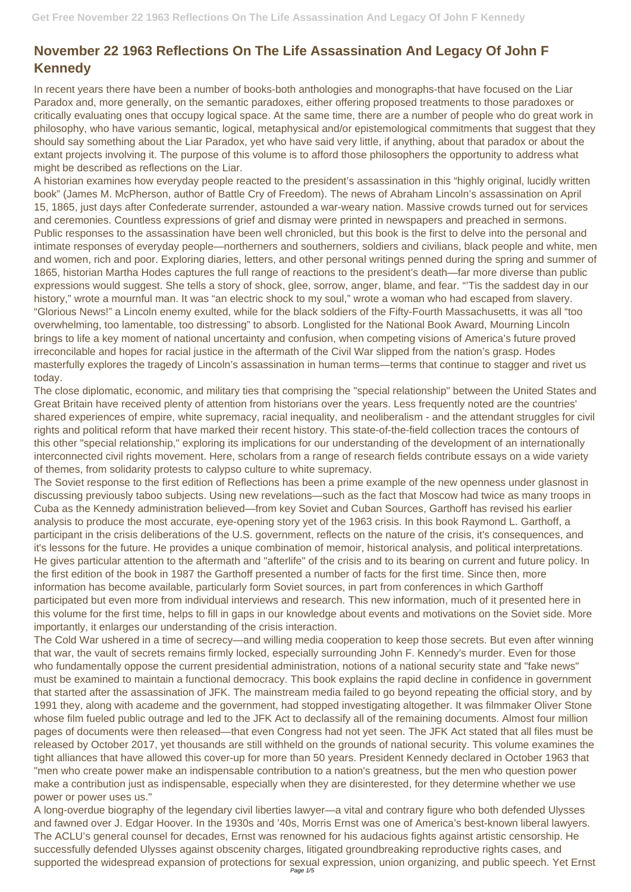# November 22 1963 Reflections On The Life Assassination And Legacy Of John F Kennedy

In recent years there have been a number of books-both anthologies and monographs-that have focused on the Liar Paradox and, more generally, on the semantic paradoxes, either offering proposed treatments to those paradoxes or critically evaluating ones that occupy logical space. At the same time, there are a number of people who do great work in philosophy, who have various semantic, logical, metaphysical and/or epistemological commitments that suggest that they should say something about the Liar Paradox, yet who have said very little, if anything, about that paradox or about the extant projects involving it. The purpose of this volume is to afford those philosophers the opportunity to address what might be described as reflections on the Liar.

A historian examines how everyday people reacted to the president's assassination in this "highly original, lucidly written book" (James M. McPherson, author of Battle Cry of Freedom). The news of Abraham Lincoln's assassination on April 15, 1865, just days after Confederate surrender, astounded a war-weary nation. Massive crowds turned out for services and ceremonies. Countless expressions of grief and dismay were printed in newspapers and preached in sermons. Public responses to the assassination have been well chronicled, but this book is the first to delve into the personal and intimate responses of everyday people—northerners and southerners, soldiers and civilians, black people and white, men and women, rich and poor. Exploring diaries, letters, and other personal writings penned during the spring and summer of 1865, historian Martha Hodes captures the full range of reactions to the president's death—far more diverse than public expressions would suggest. She tells a story of shock, glee, sorrow, anger, blame, and fear. "'Tis the saddest day in our history," wrote a mournful man. It was "an electric shock to my soul," wrote a woman who had escaped from slavery. "Glorious News!" a Lincoln enemy exulted, while for the black soldiers of the Fifty-Fourth Massachusetts, it was all "too overwhelming, too lamentable, too distressing" to absorb. Longlisted for the National Book Award, Mourning Lincoln brings to life a key moment of national uncertainty and confusion, when competing visions of America's future proved irreconcilable and hopes for racial justice in the aftermath of the Civil War slipped from the nation's grasp. Hodes masterfully explores the tragedy of Lincoln's assassination in human terms—terms that continue to stagger and rivet us today.

The close diplomatic, economic, and military ties that comprising the "special relationship" between the United States and Great Britain have received plenty of attention from historians over the years. Less frequently noted are the countries' shared experiences of empire, white supremacy, racial inequality, and neoliberalism - and the attendant struggles for civil rights and political reform that have marked their recent history. This state-of-the-field collection traces the contours of this other "special relationship," exploring its implications for our understanding of the development of an internationally interconnected civil rights movement. Here, scholars from a range of research fields contribute essays on a wide variety of themes, from solidarity protests to calypso culture to white supremacy.

The Soviet response to the first edition of Reflections has been a prime example of the new openness under glasnost in discussing previously taboo subjects. Using new revelations—such as the fact that Moscow had twice as many troops in Cuba as the Kennedy administration believed—from key Soviet and Cuban Sources, Garthoff has revised his earlier analysis to produce the most accurate, eye-opening story yet of the 1963 crisis. In this book Raymond L. Garthoff, a participant in the crisis deliberations of the U.S. government, reflects on the nature of the crisis, it's consequences, and it's lessons for the future. He provides a unique combination of memoir, historical analysis, and political interpretations. He gives particular attention to the aftermath and "afterlife" of the crisis and to its bearing on current and future policy. In the first edition of the book in 1987 the Garthoff presented a number of facts for the first time. Since then, more information has become available, particularly form Soviet sources, in part from conferences in which Garthoff participated but even more from individual interviews and research. This new information, much of it presented here in this volume for the first time, helps to fill in gaps in our knowledge about events and motivations on the Soviet side. More importantly, it enlarges our understanding of the crisis interaction.

The Cold War ushered in a time of secrecy—and willing media cooperation to keep those secrets. But even after winning that war, the vault of secrets remains firmly locked, especially surrounding John F. Kennedy's murder. Even for those who fundamentally oppose the current presidential administration, notions of a national security state and "fake news" must be examined to maintain a functional democracy. This book explains the rapid decline in confidence in government that started after the assassination of JFK. The mainstream media failed to go beyond repeating the official story, and by 1991 they, along with academe and the government, had stopped investigating altogether. It was filmmaker Oliver Stone whose film fueled public outrage and led to the JFK Act to declassify all of the remaining documents. Almost four million pages of documents were then released—that even Congress had not yet seen. The JFK Act stated that all files must be released by October 2017, yet thousands are still withheld on the grounds of national security. This volume examines the tight alliances that have allowed this cover-up for more than 50 years. President Kennedy declared in October 1963 that "men who create power make an indispensable contribution to a nation's greatness, but the men who question power make a contribution just as indispensable, especially when they are disinterested, for they determine whether we use power or power uses us."

A long-overdue biography of the legendary civil liberties lawyer—a vital and contrary figure who both defended Ulysses and fawned over J. Edgar Hoover. In the 1930s and '40s, Morris Ernst was one of America's best-known liberal lawyers. The ACLU's general counsel for decades, Ernst was renowned for his audacious fights against artistic censorship. He successfully defended Ulysses against obscenity charges, litigated groundbreaking reproductive rights cases, and supported the widespread expansion of protections for sexual expression, union organizing, and public speech. Yet Ernst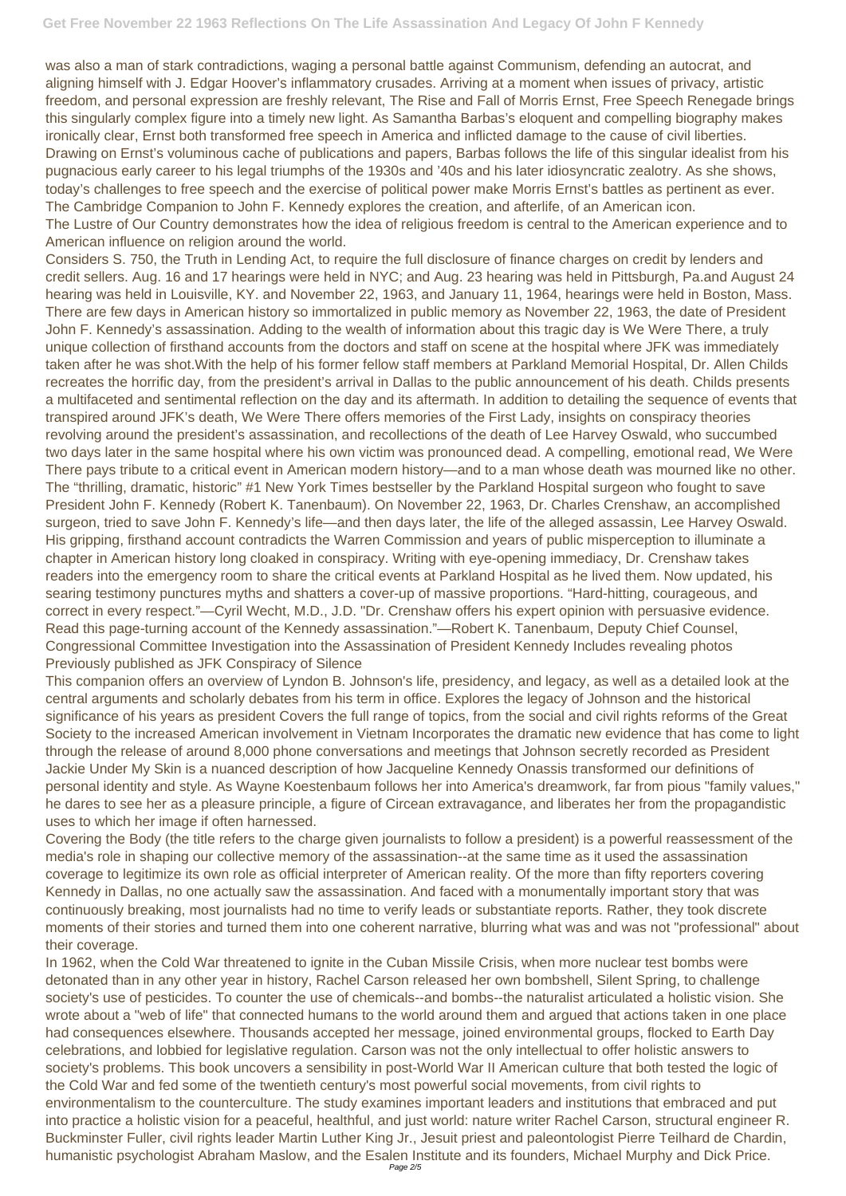was also a man of stark contradictions, waging a personal battle against Communism, defending an autocrat, and aligning himself with J. Edgar Hoover's inflammatory crusades. Arriving at a moment when issues of privacy, artistic freedom, and personal expression are freshly relevant, The Rise and Fall of Morris Ernst, Free Speech Renegade brings this singularly complex figure into a timely new light. As Samantha Barbas's eloquent and compelling biography makes ironically clear, Ernst both transformed free speech in America and inflicted damage to the cause of civil liberties. Drawing on Ernst's voluminous cache of publications and papers, Barbas follows the life of this singular idealist from his pugnacious early career to his legal triumphs of the 1930s and '40s and his later idiosyncratic zealotry. As she shows, today's challenges to free speech and the exercise of political power make Morris Ernst's battles as pertinent as ever.

The Cambridge Companion to John F. Kennedy explores the creation, and afterlife, of an American icon.

The Lustre of Our Country demonstrates how the idea of religious freedom is central to the American experience and to American influence on religion around the world.

Considers S. 750, the Truth in Lending Act, to require the full disclosure of finance charges on credit by lenders and credit sellers. Aug. 16 and 17 hearings were held in NYC; and Aug. 23 hearing was held in Pittsburgh, Pa.and August 24 hearing was held in Louisville, KY. and November 22, 1963, and January 11, 1964, hearings were held in Boston, Mass.

There are few days in American history so immortalized in public memory as November 22, 1963, the date of President John F. Kennedy's assassination. Adding to the wealth of information about this tragic day is We Were There, a truly unique collection of firsthand accounts from the doctors and staff on scene at the hospital where JFK was immediately taken after he was shot.With the help of his former fellow staff members at Parkland Memorial Hospital, Dr. Allen Childs recreates the horrific day, from the president's arrival in Dallas to the public announcement of his death. Childs presents a multifaceted and sentimental reflection on the day and its aftermath. In addition to detailing the sequence of events that transpired around JFK's death, We Were There offers memories of the First Lady, insights on conspiracy theories revolving around the president's assassination, and recollections of the death of Lee Harvey Oswald, who succumbed two days later in the same hospital where his own victim was pronounced dead. A compelling, emotional read, We Were There pays tribute to a critical event in American modern history—and to a man whose death was mourned like no other.

The "thrilling, dramatic, historic" #1 New York Times bestseller by the Parkland Hospital surgeon who fought to save President John F. Kennedy (Robert K. Tanenbaum). On November 22, 1963, Dr. Charles Crenshaw, an accomplished surgeon, tried to save John F. Kennedy's life—and then days later, the life of the alleged assassin, Lee Harvey Oswald. His gripping, firsthand account contradicts the Warren Commission and years of public misperception to illuminate a chapter in American history long cloaked in conspiracy. Writing with eye-opening immediacy, Dr. Crenshaw takes readers into the emergency room to share the critical events at Parkland Hospital as he lived them. Now updated, his searing testimony punctures myths and shatters a cover-up of massive proportions. "Hard-hitting, courageous, and correct in every respect."—Cyril Wecht, M.D., J.D. "Dr. Crenshaw offers his expert opinion with persuasive evidence. Read this page-turning account of the Kennedy assassination."—Robert K. Tanenbaum, Deputy Chief Counsel, Congressional Committee Investigation into the Assassination of President Kennedy Includes revealing photos Previously published as JFK Conspiracy of Silence

This companion offers an overview of Lyndon B. Johnson's life, presidency, and legacy, as well as a detailed look at the central arguments and scholarly debates from his term in office. Explores the legacy of Johnson and the historical significance of his years as president Covers the full range of topics, from the social and civil rights reforms of the Great Society to the increased American involvement in Vietnam Incorporates the dramatic new evidence that has come to light through the release of around 8,000 phone conversations and meetings that Johnson secretly recorded as President

Jackie Under My Skin is a nuanced description of how Jacqueline Kennedy Onassis transformed our definitions of personal identity and style. As Wayne Koestenbaum follows her into America's dreamwork, far from pious "family values," he dares to see her as a pleasure principle, a figure of Circean extravagance, and liberates her from the propagandistic uses to which her image if often harnessed.

Covering the Body (the title refers to the charge given journalists to follow a president) is a powerful reassessment of the media's role in shaping our collective memory of the assassination--at the same time as it used the assassination coverage to legitimize its own role as official interpreter of American reality. Of the more than fifty reporters covering Kennedy in Dallas, no one actually saw the assassination. And faced with a monumentally important story that was continuously breaking, most journalists had no time to verify leads or substantiate reports. Rather, they took discrete moments of their stories and turned them into one coherent narrative, blurring what was and was not "professional" about their coverage.

In 1962, when the Cold War threatened to ignite in the Cuban Missile Crisis, when more nuclear test bombs were detonated than in any other year in history, Rachel Carson released her own bombshell, Silent Spring, to challenge society's use of pesticides. To counter the use of chemicals--and bombs--the naturalist articulated a holistic vision. She wrote about a "web of life" that connected humans to the world around them and argued that actions taken in one place had consequences elsewhere. Thousands accepted her message, joined environmental groups, flocked to Earth Day celebrations, and lobbied for legislative regulation. Carson was not the only intellectual to offer holistic answers to society's problems. This book uncovers a sensibility in post-World War II American culture that both tested the logic of the Cold War and fed some of the twentieth century's most powerful social movements, from civil rights to environmentalism to the counterculture. The study examines important leaders and institutions that embraced and put into practice a holistic vision for a peaceful, healthful, and just world: nature writer Rachel Carson, structural engineer R. Buckminster Fuller, civil rights leader Martin Luther King Jr., Jesuit priest and paleontologist Pierre Teilhard de Chardin, humanistic psychologist Abraham Maslow, and the Esalen Institute and its founders, Michael Murphy and Dick Price.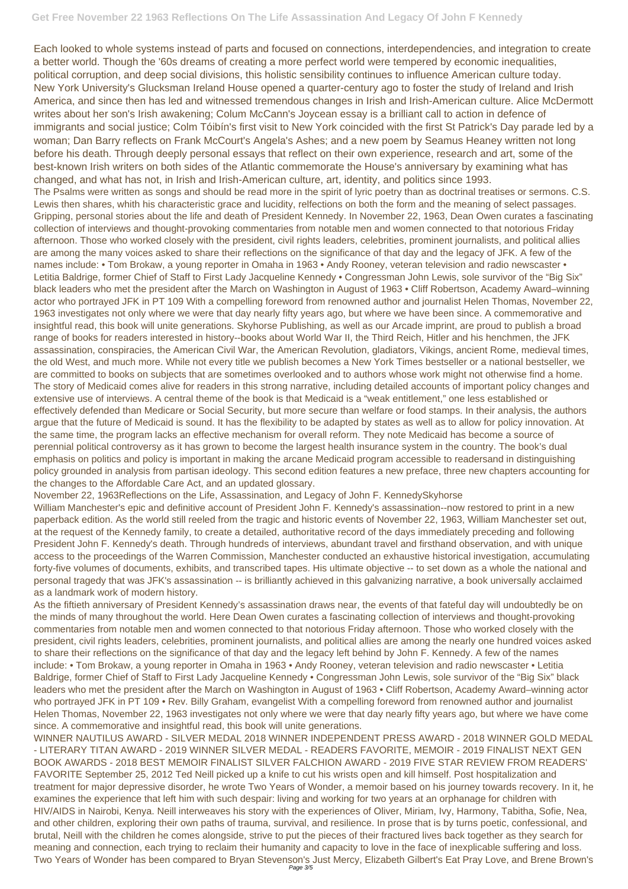Each looked to whole systems instead of parts and focused on connections, interdependencies, and integration to create a better world. Though the '60s dreams of creating a more perfect world were tempered by economic inequalities, political corruption, and deep social divisions, this holistic sensibility continues to influence American culture today.

New York University's Glucksman Ireland House opened a quarter-century ago to foster the study of Ireland and Irish America, and since then has led and witnessed tremendous changes in Irish and Irish-American culture. Alice McDermott writes about her son's Irish awakening; Colum McCann's Joycean essay is a brilliant call to action in defence of immigrants and social justice; Colm Tóibín's first visit to New York coincided with the first St Patrick's Day parade led by a woman; Dan Barry reflects on Frank McCourt's Angela's Ashes; and a new poem by Seamus Heaney written not long before his death. Through deeply personal essays that reflect on their own experience, research and art, some of the best-known Irish writers on both sides of the Atlantic commemorate the House's anniversary by examining what has changed, and what has not, in Irish and Irish-American culture, art, identity, and politics since 1993.

The Psalms were written as songs and should be read more in the spirit of lyric poetry than as doctrinal treatises or sermons. C.S. Lewis then shares, whith his characteristic grace and lucidity, relfections on both the form and the meaning of select passages.

Gripping, personal stories about the life and death of President Kennedy. In November 22, 1963, Dean Owen curates a fascinating collection of interviews and thought-provoking commentaries from notable men and women connected to that notorious Friday afternoon. Those who worked closely with the president, civil rights leaders, celebrities, prominent journalists, and political allies are among the many voices asked to share their reflections on the significance of that day and the legacy of JFK. A few of the names include: • Tom Brokaw, a young reporter in Omaha in 1963 • Andy Rooney, veteran television and radio newscaster • Letitia Baldrige, former Chief of Staff to First Lady Jacqueline Kennedy • Congressman John Lewis, sole survivor of the "Big Six" black leaders who met the president after the March on Washington in August of 1963 • Cliff Robertson, Academy Award–winning actor who portrayed JFK in PT 109 With a compelling foreword from renowned author and journalist Helen Thomas, November 22, 1963 investigates not only where we were that day nearly fifty years ago, but where we have been since. A commemorative and insightful read, this book will unite generations. Skyhorse Publishing, as well as our Arcade imprint, are proud to publish a broad range of books for readers interested in history--books about World War II, the Third Reich, Hitler and his henchmen, the JFK assassination, conspiracies, the American Civil War, the American Revolution, gladiators, Vikings, ancient Rome, medieval times, the old West, and much more. While not every title we publish becomes a New York Times bestseller or a national bestseller, we are committed to books on subjects that are sometimes overlooked and to authors whose work might not otherwise find a home.

The story of Medicaid comes alive for readers in this strong narrative, including detailed accounts of important policy changes and extensive use of interviews. A central theme of the book is that Medicaid is a "weak entitlement," one less established or effectively defended than Medicare or Social Security, but more secure than welfare or food stamps. In their analysis, the authors argue that the future of Medicaid is sound. It has the flexibility to be adapted by states as well as to allow for policy innovation. At the same time, the program lacks an effective mechanism for overall reform. They note Medicaid has become a source of perennial political controversy as it has grown to become the largest health insurance system in the country. The book's dual emphasis on politics and policy is important in making the arcane Medicaid program accessible to readersand in distinguishing policy grounded in analysis from partisan ideology. This second edition features a new preface, three new chapters accounting for the changes to the Affordable Care Act, and an updated glossary.

November 22, 1963Reflections on the Life, Assassination, and Legacy of John F. KennedySkyhorse

William Manchester's epic and definitive account of President John F. Kennedy's assassination--now restored to print in a new paperback edition. As the world still reeled from the tragic and historic events of November 22, 1963, William Manchester set out, at the request of the Kennedy family, to create a detailed, authoritative record of the days immediately preceding and following President John F. Kennedy's death. Through hundreds of interviews, abundant travel and firsthand observation, and with unique access to the proceedings of the Warren Commission, Manchester conducted an exhaustive historical investigation, accumulating forty-five volumes of documents, exhibits, and transcribed tapes. His ultimate objective -- to set down as a whole the national and personal tragedy that was JFK's assassination -- is brilliantly achieved in this galvanizing narrative, a book universally acclaimed as a landmark work of modern history.

As the fiftieth anniversary of President Kennedy's assassination draws near, the events of that fateful day will undoubtedly be on the minds of many throughout the world. Here Dean Owen curates a fascinating collection of interviews and thought-provoking commentaries from notable men and women connected to that notorious Friday afternoon. Those who worked closely with the president, civil rights leaders, celebrities, prominent journalists, and political allies are among the nearly one hundred voices asked to share their reflections on the significance of that day and the legacy left behind by John F. Kennedy. A few of the names include: • Tom Brokaw, a young reporter in Omaha in 1963 • Andy Rooney, veteran television and radio newscaster • Letitia Baldrige, former Chief of Staff to First Lady Jacqueline Kennedy • Congressman John Lewis, sole survivor of the "Big Six" black leaders who met the president after the March on Washington in August of 1963 • Cliff Robertson, Academy Award–winning actor who portrayed JFK in PT 109 • Rev. Billy Graham, evangelist With a compelling foreword from renowned author and journalist Helen Thomas, November 22, 1963 investigates not only where we were that day nearly fifty years ago, but where we have come since. A commemorative and insightful read, this book will unite generations.

WINNER NAUTILUS AWARD - SILVER MEDAL 2018 WINNER INDEPENDENT PRESS AWARD - 2018 WINNER GOLD MEDAL - LITERARY TITAN AWARD - 2019 WINNER SILVER MEDAL - READERS FAVORITE, MEMOIR - 2019 FINALIST NEXT GEN BOOK AWARDS - 2018 BEST MEMOIR FINALIST SILVER FALCHION AWARD - 2019 FIVE STAR REVIEW FROM READERS' FAVORITE September 25, 2012 Ted Neill picked up a knife to cut his wrists open and kill himself. Post hospitalization and treatment for major depressive disorder, he wrote Two Years of Wonder, a memoir based on his journey towards recovery. In it, he examines the experience that left him with such despair: living and working for two years at an orphanage for children with HIV/AIDS in Nairobi, Kenya. Neill interweaves his story with the experiences of Oliver, Miriam, Ivy, Harmony, Tabitha, Sofie, Nea, and other children, exploring their own paths of trauma, survival, and resilience. In prose that is by turns poetic, confessional, and brutal, Neill with the children he comes alongside, strive to put the pieces of their fractured lives back together as they search for meaning and connection, each trying to reclaim their humanity and capacity to love in the face of inexplicable suffering and loss. Two Years of Wonder has been compared to Bryan Stevenson's Just Mercy, Elizabeth Gilbert's Eat Pray Love, and Brene Brown's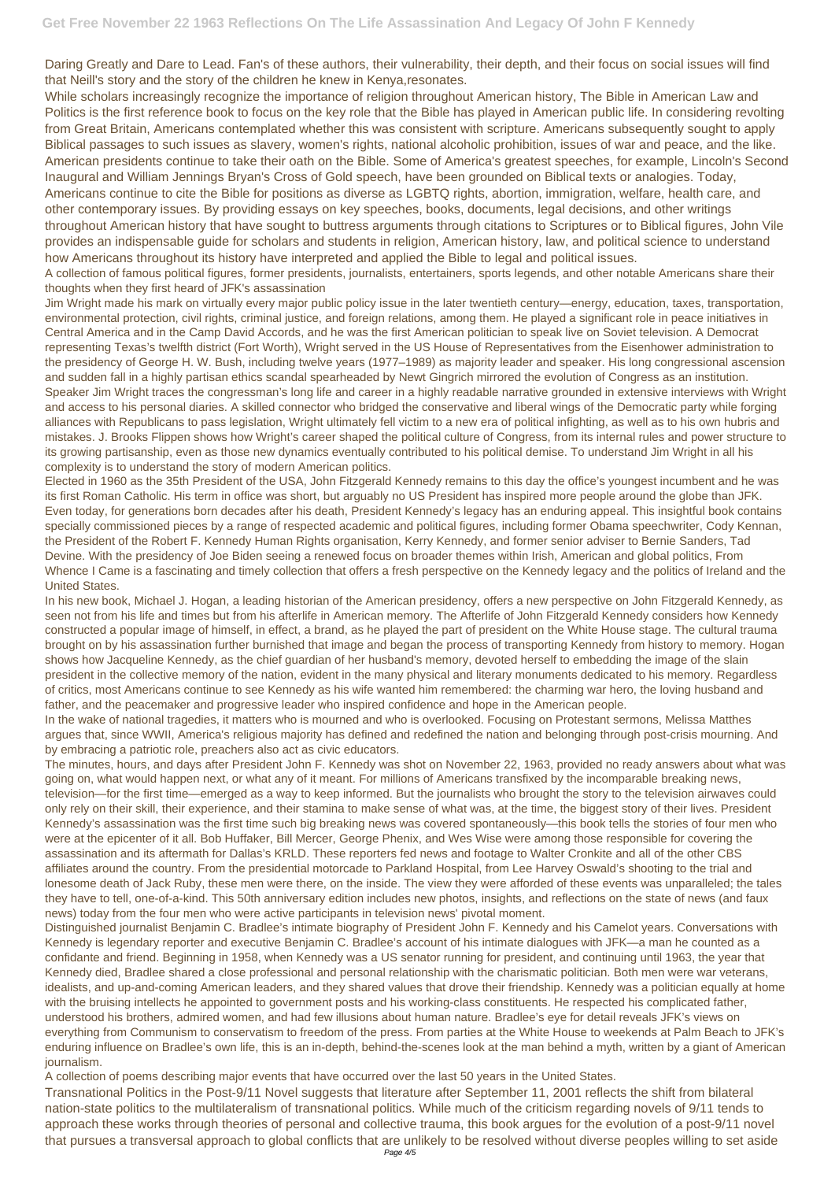Daring Greatly and Dare to Lead. Fan's of these authors, their vulnerability, their depth, and their focus on social issues will find that Neill's story and the story of the children he knew in Kenya,resonates.

While scholars increasingly recognize the importance of religion throughout American history, The Bible in American Law and Politics is the first reference book to focus on the key role that the Bible has played in American public life. In considering revolting from Great Britain, Americans contemplated whether this was consistent with scripture. Americans subsequently sought to apply Biblical passages to such issues as slavery, women's rights, national alcoholic prohibition, issues of war and peace, and the like. American presidents continue to take their oath on the Bible. Some of America's greatest speeches, for example, Lincoln's Second Inaugural and William Jennings Bryan's Cross of Gold speech, have been grounded on Biblical texts or analogies. Today, Americans continue to cite the Bible for positions as diverse as LGBTQ rights, abortion, immigration, welfare, health care, and other contemporary issues. By providing essays on key speeches, books, documents, legal decisions, and other writings throughout American history that have sought to buttress arguments through citations to Scriptures or to Biblical figures, John Vile provides an indispensable guide for scholars and students in religion, American history, law, and political science to understand how Americans throughout its history have interpreted and applied the Bible to legal and political issues.

A collection of famous political figures, former presidents, journalists, entertainers, sports legends, and other notable Americans share their thoughts when they first heard of JFK's assassination

Jim Wright made his mark on virtually every major public policy issue in the later twentieth century—energy, education, taxes, transportation, environmental protection, civil rights, criminal justice, and foreign relations, among them. He played a significant role in peace initiatives in Central America and in the Camp David Accords, and he was the first American politician to speak live on Soviet television. A Democrat representing Texas's twelfth district (Fort Worth), Wright served in the US House of Representatives from the Eisenhower administration to the presidency of George H. W. Bush, including twelve years (1977–1989) as majority leader and speaker. His long congressional ascension and sudden fall in a highly partisan ethics scandal spearheaded by Newt Gingrich mirrored the evolution of Congress as an institution. Speaker Jim Wright traces the congressman's long life and career in a highly readable narrative grounded in extensive interviews with Wright and access to his personal diaries. A skilled connector who bridged the conservative and liberal wings of the Democratic party while forging alliances with Republicans to pass legislation, Wright ultimately fell victim to a new era of political infighting, as well as to his own hubris and mistakes. J. Brooks Flippen shows how Wright's career shaped the political culture of Congress, from its internal rules and power structure to its growing partisanship, even as those new dynamics eventually contributed to his political demise. To understand Jim Wright in all his complexity is to understand the story of modern American politics.

Elected in 1960 as the 35th President of the USA, John Fitzgerald Kennedy remains to this day the office's youngest incumbent and he was its first Roman Catholic. His term in office was short, but arguably no US President has inspired more people around the globe than JFK. Even today, for generations born decades after his death, President Kennedy's legacy has an enduring appeal. This insightful book contains specially commissioned pieces by a range of respected academic and political figures, including former Obama speechwriter, Cody Kennan, the President of the Robert F. Kennedy Human Rights organisation, Kerry Kennedy, and former senior adviser to Bernie Sanders, Tad Devine. With the presidency of Joe Biden seeing a renewed focus on broader themes within Irish, American and global politics, From Whence I Came is a fascinating and timely collection that offers a fresh perspective on the Kennedy legacy and the politics of Ireland and the United States.

In his new book, Michael J. Hogan, a leading historian of the American presidency, offers a new perspective on John Fitzgerald Kennedy, as seen not from his life and times but from his afterlife in American memory. The Afterlife of John Fitzgerald Kennedy considers how Kennedy constructed a popular image of himself, in effect, a brand, as he played the part of president on the White House stage. The cultural trauma brought on by his assassination further burnished that image and began the process of transporting Kennedy from history to memory. Hogan shows how Jacqueline Kennedy, as the chief guardian of her husband's memory, devoted herself to embedding the image of the slain president in the collective memory of the nation, evident in the many physical and literary monuments dedicated to his memory. Regardless of critics, most Americans continue to see Kennedy as his wife wanted him remembered: the charming war hero, the loving husband and father, and the peacemaker and progressive leader who inspired confidence and hope in the American people.

In the wake of national tragedies, it matters who is mourned and who is overlooked. Focusing on Protestant sermons, Melissa Matthes argues that, since WWII, America's religious majority has defined and redefined the nation and belonging through post-crisis mourning. And by embracing a patriotic role, preachers also act as civic educators.

The minutes, hours, and days after President John F. Kennedy was shot on November 22, 1963, provided no ready answers about what was going on, what would happen next, or what any of it meant. For millions of Americans transfixed by the incomparable breaking news, television—for the first time—emerged as a way to keep informed. But the journalists who brought the story to the television airwaves could only rely on their skill, their experience, and their stamina to make sense of what was, at the time, the biggest story of their lives. President Kennedy's assassination was the first time such big breaking news was covered spontaneously—this book tells the stories of four men who were at the epicenter of it all. Bob Huffaker, Bill Mercer, George Phenix, and Wes Wise were among those responsible for covering the assassination and its aftermath for Dallas's KRLD. These reporters fed news and footage to Walter Cronkite and all of the other CBS affiliates around the country. From the presidential motorcade to Parkland Hospital, from Lee Harvey Oswald's shooting to the trial and lonesome death of Jack Ruby, these men were there, on the inside. The view they were afforded of these events was unparalleled; the tales they have to tell, one-of-a-kind. This 50th anniversary edition includes new photos, insights, and reflections on the state of news (and faux news) today from the four men who were active participants in television news' pivotal moment.

Distinguished journalist Benjamin C. Bradlee's intimate biography of President John F. Kennedy and his Camelot years. Conversations with Kennedy is legendary reporter and executive Benjamin C. Bradlee's account of his intimate dialogues with JFK—a man he counted as a confidante and friend. Beginning in 1958, when Kennedy was a US senator running for president, and continuing until 1963, the year that Kennedy died, Bradlee shared a close professional and personal relationship with the charismatic politician. Both men were war veterans, idealists, and up-and-coming American leaders, and they shared values that drove their friendship. Kennedy was a politician equally at home with the bruising intellects he appointed to government posts and his working-class constituents. He respected his complicated father, understood his brothers, admired women, and had few illusions about human nature. Bradlee's eye for detail reveals JFK's views on everything from Communism to conservatism to freedom of the press. From parties at the White House to weekends at Palm Beach to JFK's enduring influence on Bradlee's own life, this is an in-depth, behind-the-scenes look at the man behind a myth, written by a giant of American journalism.

A collection of poems describing major events that have occurred over the last 50 years in the United States.

Transnational Politics in the Post-9/11 Novel suggests that literature after September 11, 2001 reflects the shift from bilateral nation-state politics to the multilateralism of transnational politics. While much of the criticism regarding novels of 9/11 tends to approach these works through theories of personal and collective trauma, this book argues for the evolution of a post-9/11 novel that pursues a transversal approach to global conflicts that are unlikely to be resolved without diverse peoples willing to set aside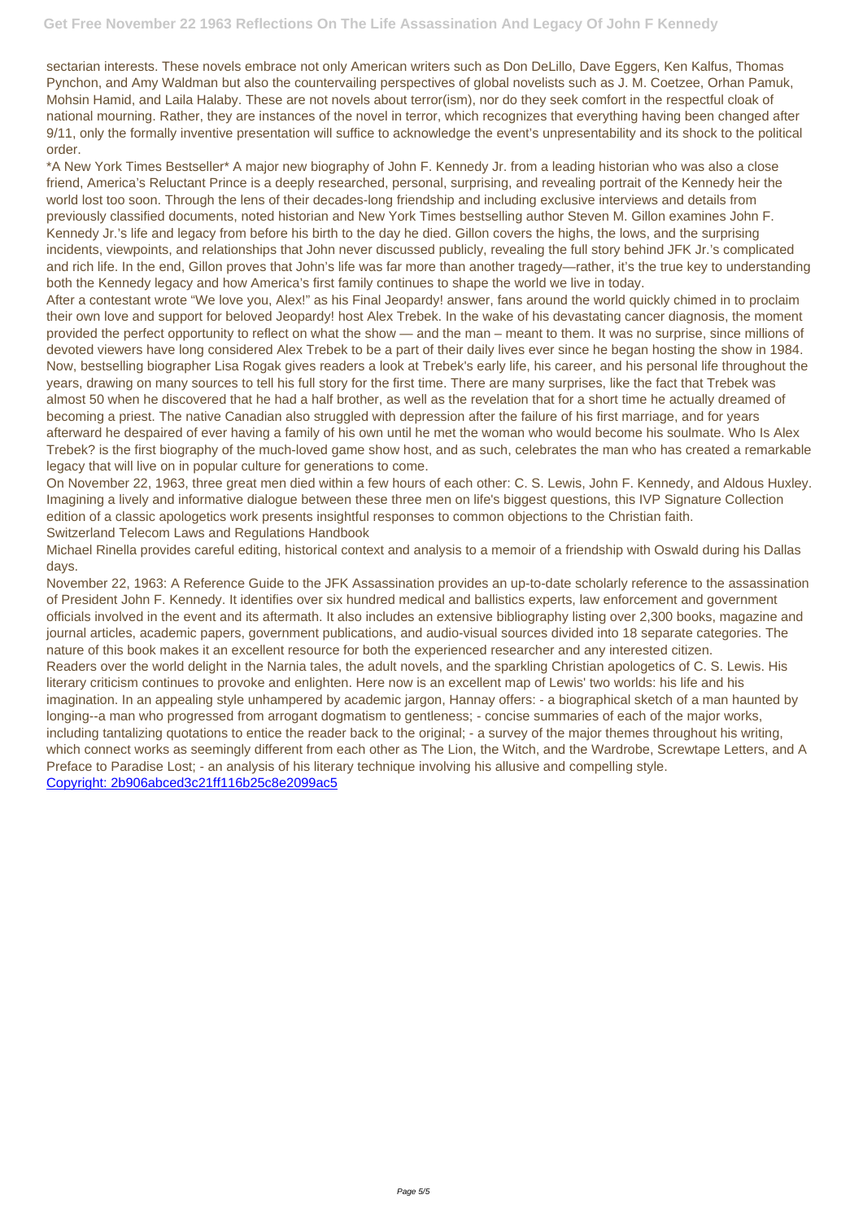sectarian interests. These novels embrace not only American writers such as Don DeLillo, Dave Eggers, Ken Kalfus, Thomas Pynchon, and Amy Waldman but also the countervailing perspectives of global novelists such as J. M. Coetzee, Orhan Pamuk, Mohsin Hamid, and Laila Halaby. These are not novels about terror(ism), nor do they seek comfort in the respectful cloak of national mourning. Rather, they are instances of the novel in terror, which recognizes that everything having been changed after 9/11, only the formally inventive presentation will suffice to acknowledge the event's unpresentability and its shock to the political order.

*A New York Times Bestseller* A major new biography of John F. Kennedy Jr. from a leading historian who was also a close friend, America's Reluctant Prince is a deeply researched, personal, surprising, and revealing portrait of the Kennedy heir the world lost too soon. Through the lens of their decades-long friendship and including exclusive interviews and details from previously classified documents, noted historian and New York Times bestselling author Steven M. Gillon examines John F. Kennedy Jr.'s life and legacy from before his birth to the day he died. Gillon covers the highs, the lows, and the surprising incidents, viewpoints, and relationships that John never discussed publicly, revealing the full story behind JFK Jr.'s complicated and rich life. In the end, Gillon proves that John's life was far more than another tragedy—rather, it's the true key to understanding both the Kennedy legacy and how America's first family continues to shape the world we live in today.

After a contestant wrote "We love you, Alex!" as his Final Jeopardy! answer, fans around the world quickly chimed in to proclaim their own love and support for beloved Jeopardy! host Alex Trebek. In the wake of his devastating cancer diagnosis, the moment provided the perfect opportunity to reflect on what the show — and the man – meant to them. It was no surprise, since millions of devoted viewers have long considered Alex Trebek to be a part of their daily lives ever since he began hosting the show in 1984. Now, bestselling biographer Lisa Rogak gives readers a look at Trebek's early life, his career, and his personal life throughout the years, drawing on many sources to tell his full story for the first time. There are many surprises, like the fact that Trebek was almost 50 when he discovered that he had a half brother, as well as the revelation that for a short time he actually dreamed of becoming a priest. The native Canadian also struggled with depression after the failure of his first marriage, and for years afterward he despaired of ever having a family of his own until he met the woman who would become his soulmate. Who Is Alex Trebek? is the first biography of the much-loved game show host, and as such, celebrates the man who has created a remarkable legacy that will live on in popular culture for generations to come.

On November 22, 1963, three great men died within a few hours of each other: C. S. Lewis, John F. Kennedy, and Aldous Huxley. Imagining a lively and informative dialogue between these three men on life's biggest questions, this IVP Signature Collection edition of a classic apologetics work presents insightful responses to common objections to the Christian faith.

Switzerland Telecom Laws and Regulations Handbook

Michael Rinella provides careful editing, historical context and analysis to a memoir of a friendship with Oswald during his Dallas days.

November 22, 1963: A Reference Guide to the JFK Assassination provides an up-to-date scholarly reference to the assassination of President John F. Kennedy. It identifies over six hundred medical and ballistics experts, law enforcement and government officials involved in the event and its aftermath. It also includes an extensive bibliography listing over 2,300 books, magazine and journal articles, academic papers, government publications, and audio-visual sources divided into 18 separate categories. The nature of this book makes it an excellent resource for both the experienced researcher and any interested citizen.

Readers over the world delight in the Narnia tales, the adult novels, and the sparkling Christian apologetics of C. S. Lewis. His literary criticism continues to provoke and enlighten. Here now is an excellent map of Lewis' two worlds: his life and his imagination. In an appealing style unhampered by academic jargon, Hannay offers: - a biographical sketch of a man haunted by longing--a man who progressed from arrogant dogmatism to gentleness; - concise summaries of each of the major works, including tantalizing quotations to entice the reader back to the original; - a survey of the major themes throughout his writing, which connect works as seemingly different from each other as The Lion, the Witch, and the Wardrobe, Screwtape Letters, and A Preface to Paradise Lost; - an analysis of his literary technique involving his allusive and compelling style.

Copyright: 2b906abced3c21ff116b25c8e2099ac5